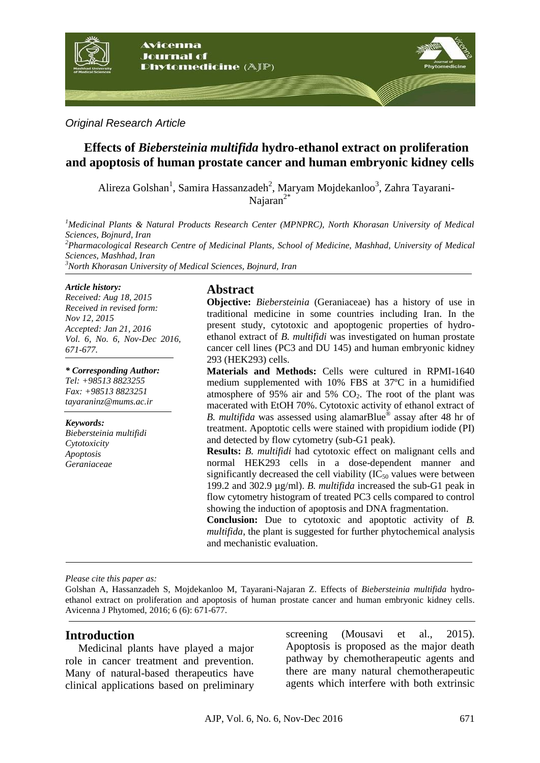*Original Research Article*

# Effects of *Biebersteinia multifida* hydro-ethanol extract on proliferation and apoptosis of human prostate cancer and human embryonic kidney cells

Alireza Golshan[1], Samira Hassanzadeh[2], Maryam Mojdekanloo[3], Zahra Tayarani-Najaran[2*]

[1]*Medicinal Plants & Natural Products Research Center (MPNPRC), North Khorasan University of Medical Sciences, Bojnurd, Iran*
[2]*Pharmacological Research Centre of Medicinal Plants, School of Medicine, Mashhad, University of Medical Sciences, Mashhad, Iran*
[3]*North Khorasan University of Medical Sciences, Bojnurd, Iran*

***Article history:***
*Received: Aug 18, 2015*
*Received in revised form: Nov 12, 2015*
*Accepted: Jan 21, 2016*
*Vol. 6, No. 6, Nov-Dec 2016, 671-677.*

***\* Corresponding Author:***
*Tel: +98513 8823255*
*Fax: +98513 8823251*
*tayaraninz@mums.ac.ir*

***Keywords:***
*Biebersteinia multifidi*
*Cytotoxicity*
*Apoptosis*
*Geraniaceae*

## Abstract

**Objective:** *Biebersteinia* (Geraniaceae) has a history of use in traditional medicine in some countries including Iran. In the present study, cytotoxic and apoptogenic properties of hydro-ethanol extract of *B. multifidi* was investigated on human prostate cancer cell lines (PC3 and DU 145) and human embryonic kidney 293 (HEK293) cells.

**Materials and Methods:** Cells were cultured in RPMI-1640 medium supplemented with 10% FBS at 37ºC in a humidified atmosphere of 95% air and 5% $CO_2$. The root of the plant was macerated with EtOH 70%. Cytotoxic activity of ethanol extract of *B. multifida* was assessed using alamarBlue® assay after 48 hr of treatment. Apoptotic cells were stained with propidium iodide (PI) and detected by flow cytometry (sub-G1 peak).

**Results:** *B. multifidi* had cytotoxic effect on malignant cells and normal HEK293 cells in a dose-dependent manner and significantly decreased the cell viability ($IC_{50}$ values were between 199.2 and 302.9 µg/ml). *B. multifida* increased the sub-G1 peak in flow cytometry histogram of treated PC3 cells compared to control showing the induction of apoptosis and DNA fragmentation.

**Conclusion:** Due to cytotoxic and apoptotic activity of *B. multifida*, the plant is suggested for further phytochemical analysis and mechanistic evaluation.

*Please cite this paper as:*

Golshan A, Hassanzadeh S, Mojdekanloo M, Tayarani-Najaran Z. Effects of *Biebersteinia multifida* hydro-ethanol extract on proliferation and apoptosis of human prostate cancer and human embryonic kidney cells. Avicenna J Phytomed, 2016; 6 (6): 671-677.

## Introduction

Medicinal plants have played a major role in cancer treatment and prevention. Many of natural-based therapeutics have clinical applications based on preliminary screening (Mousavi et al., 2015). Apoptosis is proposed as the major death pathway by chemotherapeutic agents and there are many natural chemotherapeutic agents which interfere with both extrinsic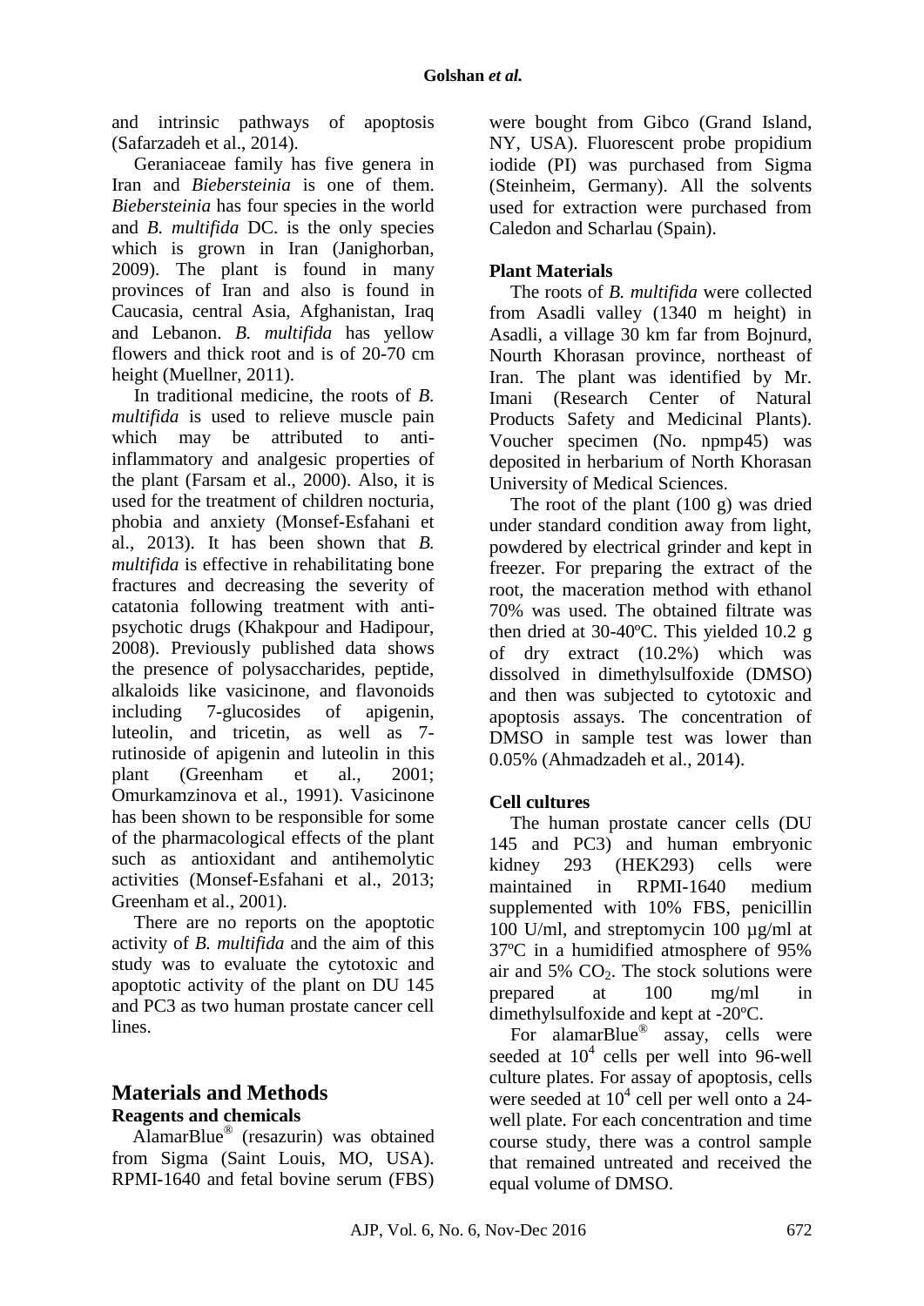and intrinsic pathways of apoptosis (Safarzadeh et al., 2014).

Geraniaceae family has five genera in Iran and *Biebersteinia* is one of them. *Biebersteinia* has four species in the world and *B. multifida* DC. is the only species which is grown in Iran (Janighorban, 2009). The plant is found in many provinces of Iran and also is found in Caucasia, central Asia, Afghanistan, Iraq and Lebanon. *B. multifida* has yellow flowers and thick root and is of 20-70 cm height (Muellner, 2011).

In traditional medicine, the roots of *B. multifida* is used to relieve muscle pain which may be attributed to anti-inflammatory and analgesic properties of the plant (Farsam et al., 2000). Also, it is used for the treatment of children nocturia, phobia and anxiety (Monsef-Esfahani et al., 2013). It has been shown that *B. multifida* is effective in rehabilitating bone fractures and decreasing the severity of catatonia following treatment with anti-psychotic drugs (Khakpour and Hadipour, 2008). Previously published data shows the presence of polysaccharides, peptide, alkaloids like vasicinone, and flavonoids including 7-glucosides of apigenin, luteolin, and tricetin, as well as 7-rutinoside of apigenin and luteolin in this plant (Greenham et al., 2001; Omurkamzinova et al., 1991). Vasicinone has been shown to be responsible for some of the pharmacological effects of the plant such as antioxidant and antihemolytic activities (Monsef-Esfahani et al., 2013; Greenham et al., 2001).

There are no reports on the apoptotic activity of *B. multifida* and the aim of this study was to evaluate the cytotoxic and apoptotic activity of the plant on DU 145 and PC3 as two human prostate cancer cell lines.

## Materials and Methods

### Reagents and chemicals

AlamarBlue® (resazurin) was obtained from Sigma (Saint Louis, MO, USA). RPMI-1640 and fetal bovine serum (FBS) were bought from Gibco (Grand Island, NY, USA). Fluorescent probe propidium iodide (PI) was purchased from Sigma (Steinheim, Germany). All the solvents used for extraction were purchased from Caledon and Scharlau (Spain).

### Plant Materials

The roots of *B. multifida* were collected from Asadli valley (1340 m height) in Asadli, a village 30 km far from Bojnurd, Nourth Khorasan province, northeast of Iran. The plant was identified by Mr. Imani (Research Center of Natural Products Safety and Medicinal Plants). Voucher specimen (No. npmp45) was deposited in herbarium of North Khorasan University of Medical Sciences.

The root of the plant (100 g) was dried under standard condition away from light, powdered by electrical grinder and kept in freezer. For preparing the extract of the root, the maceration method with ethanol 70% was used. The obtained filtrate was then dried at 30-40ºC. This yielded 10.2 g of dry extract (10.2%) which was dissolved in dimethylsulfoxide (DMSO) and then was subjected to cytotoxic and apoptosis assays. The concentration of DMSO in sample test was lower than 0.05% (Ahmadzadeh et al., 2014).

### Cell cultures

The human prostate cancer cells (DU 145 and PC3) and human embryonic kidney 293 (HEK293) cells were maintained in RPMI-1640 medium supplemented with 10% FBS, penicillin 100 U/ml, and streptomycin 100 µg/ml at 37ºC in a humidified atmosphere of 95% air and 5% $CO_2$. The stock solutions were prepared at 100 mg/ml in dimethylsulfoxide and kept at -20ºC.

For alamarBlue® assay, cells were seeded at $10^4$ cells per well into 96-well culture plates. For assay of apoptosis, cells were seeded at $10^4$ cell per well onto a 24-well plate. For each concentration and time course study, there was a control sample that remained untreated and received the equal volume of DMSO.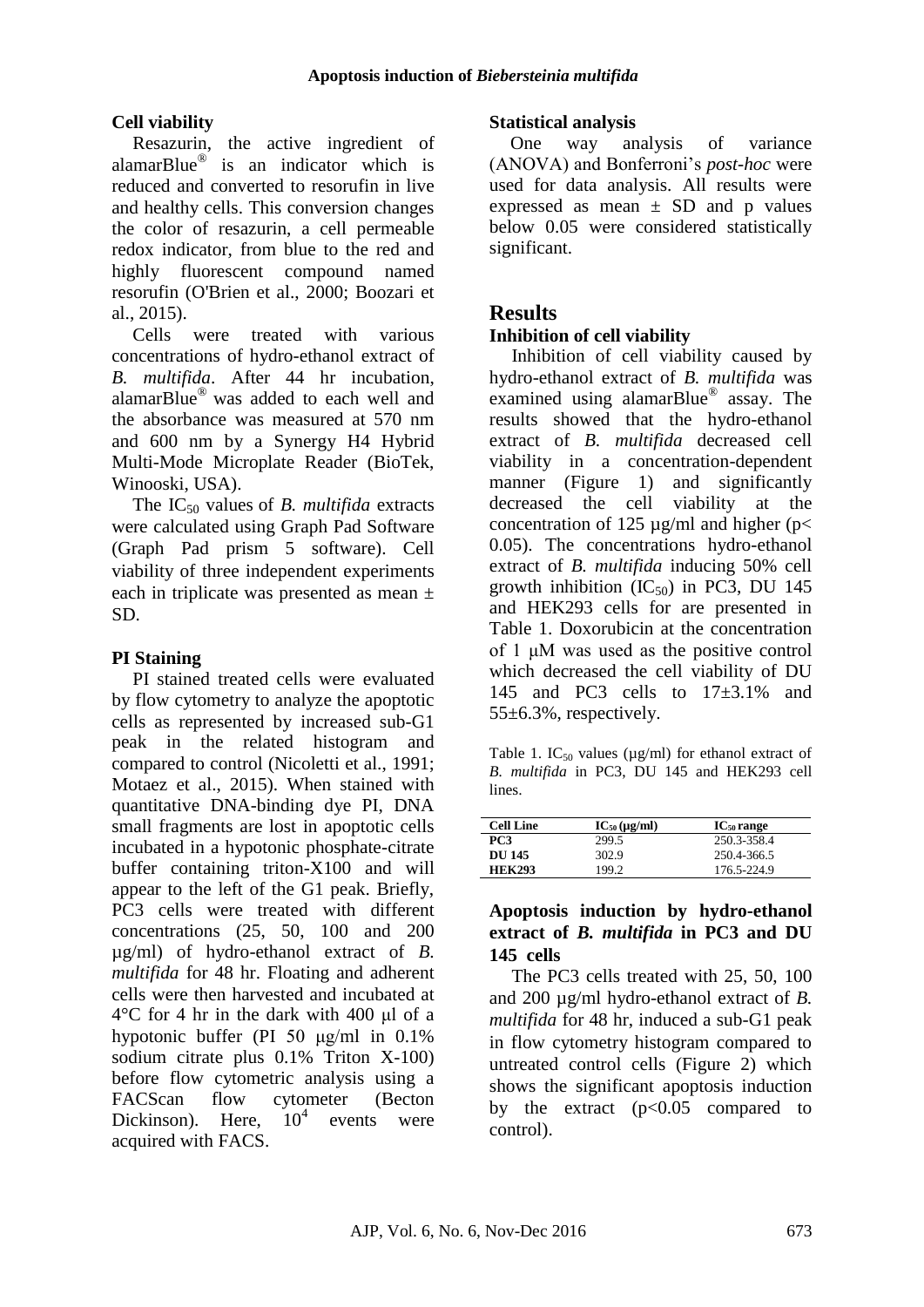### Cell viability

Resazurin, the active ingredient of alamarBlue® is an indicator which is reduced and converted to resorufin in live and healthy cells. This conversion changes the color of resazurin, a cell permeable redox indicator, from blue to the red and highly fluorescent compound named resorufin (O'Brien et al., 2000; Boozari et al., 2015).

Cells were treated with various concentrations of hydro-ethanol extract of *B. multifida*. After 44 hr incubation, alamarBlue® was added to each well and the absorbance was measured at 570 nm and 600 nm by a Synergy H4 Hybrid Multi-Mode Microplate Reader (BioTek, Winooski, USA).

The $IC_{50}$ values of *B. multifida* extracts were calculated using Graph Pad Software (Graph Pad prism 5 software). Cell viability of three independent experiments each in triplicate was presented as mean ± SD.

### PI Staining

PI stained treated cells were evaluated by flow cytometry to analyze the apoptotic cells as represented by increased sub-G1 peak in the related histogram and compared to control (Nicoletti et al., 1991; Motaez et al., 2015). When stained with quantitative DNA-binding dye PI, DNA small fragments are lost in apoptotic cells incubated in a hypotonic phosphate-citrate buffer containing triton-X100 and will appear to the left of the G1 peak. Briefly, PC3 cells were treated with different concentrations (25, 50, 100 and 200 µg/ml) of hydro-ethanol extract of *B. multifida* for 48 hr. Floating and adherent cells were then harvested and incubated at 4°C for 4 hr in the dark with 400 µl of a hypotonic buffer (PI 50 µg/ml in 0.1% sodium citrate plus 0.1% Triton X-100) before flow cytometric analysis using a FACScan flow cytometer (Becton Dickinson). Here, $10^4$ events were acquired with FACS.

### Statistical analysis

One way analysis of variance (ANOVA) and Bonferroni's *post-hoc* were used for data analysis. All results were expressed as mean ± SD and p values below 0.05 were considered statistically significant.

## Results

### Inhibition of cell viability

Inhibition of cell viability caused by hydro-ethanol extract of *B. multifida* was examined using alamarBlue® assay. The results showed that the hydro-ethanol extract of *B. multifida* decreased cell viability in a concentration-dependent manner (Figure 1) and significantly decreased the cell viability at the concentration of 125 µg/ml and higher ($p < 0.05$). The concentrations hydro-ethanol extract of *B. multifida* inducing 50% cell growth inhibition ($IC_{50}$) in PC3, DU 145 and HEK293 cells for are presented in Table 1. Doxorubicin at the concentration of 1 µM was used as the positive control which decreased the cell viability of DU 145 and PC3 cells to 17±3.1% and 55±6.3%, respectively.

Table 1. $IC_{50}$ values (µg/ml) for ethanol extract of *B. multifida* in PC3, DU 145 and HEK293 cell lines.

| Cell Line | $IC_{50}$ (µg/ml) | $IC_{50}$ range |
|---|---|---|
| **PC3** | 299.5 | 250.3-358.4 |
| **DU 145** | 302.9 | 250.4-366.5 |
| **HEK293** | 199.2 | 176.5-224.9 |

### Apoptosis induction by hydro-ethanol extract of *B. multifida* in PC3 and DU 145 cells

The PC3 cells treated with 25, 50, 100 and 200 µg/ml hydro-ethanol extract of *B. multifida* for 48 hr, induced a sub-G1 peak in flow cytometry histogram compared to untreated control cells (Figure 2) which shows the significant apoptosis induction by the extract ($p<0.05$ compared to control).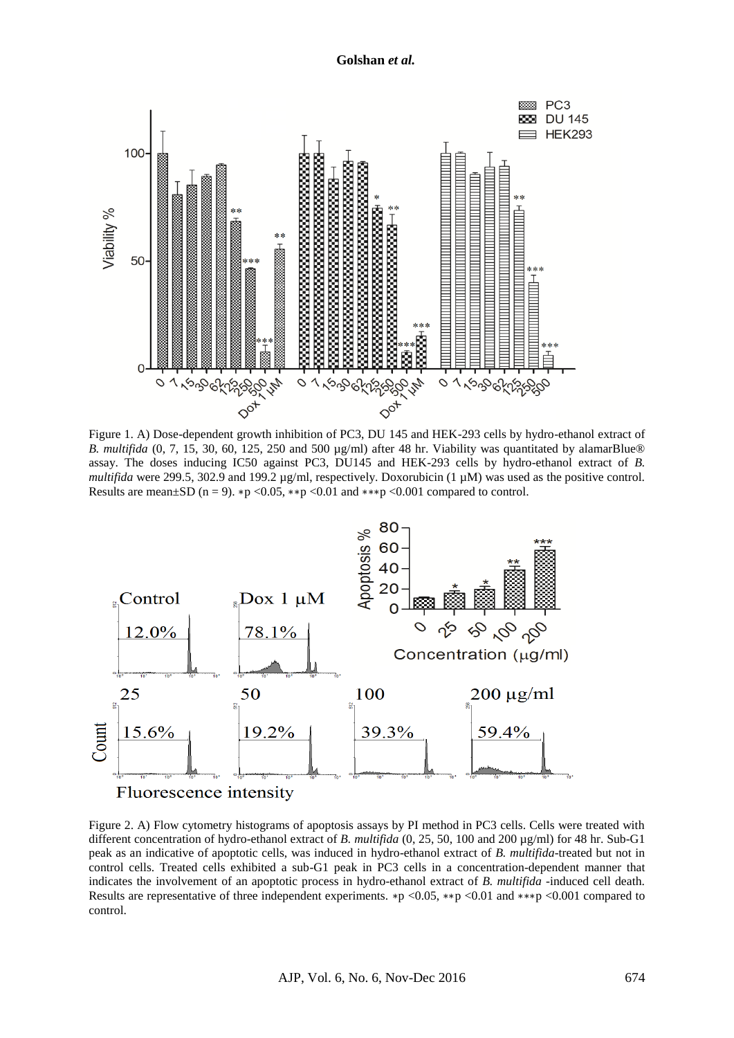Viability %

100

50

0

PC3

DU 145

HEK293

0 7 15 30 62 125 250 500 Dox 1 µM 0 7 15 30 62 125 250 500 Dox 1 µM 0 7 15 30 62 125 250 500

Figure 1. A) Dose-dependent growth inhibition of PC3, DU 145 and HEK-293 cells by hydro-ethanol extract of *B. multifida* (0, 7, 15, 30, 60, 125, 250 and 500 µg/ml) after 48 hr. Viability was quantitated by alamarBlue® assay. The doses inducing IC50 against PC3, DU145 and HEK-293 cells by hydro-ethanol extract of *B. multifida* were 299.5, 302.9 and 199.2 µg/ml, respectively. Doxorubicin (1 µM) was used as the positive control. Results are mean±SD (n = 9). ∗p <0.05, ∗∗p <0.01 and ∗∗∗p <0.001 compared to control.

Control 12.0%

Dox 1 µM 78.1%

25 15.6%

50 19.2%

100 39.3%

200 µg/ml 59.4%

Count

Fluorescence intensity

Apoptosis %

Concentration (µg/ml)

0 25 50 100 200

Figure 2. A) Flow cytometry histograms of apoptosis assays by PI method in PC3 cells. Cells were treated with different concentration of hydro-ethanol extract of *B. multifida* (0, 25, 50, 100 and 200 µg/ml) for 48 hr. Sub-G1 peak as an indicative of apoptotic cells, was induced in hydro-ethanol extract of *B. multifida*-treated but not in control cells. Treated cells exhibited a sub-G1 peak in PC3 cells in a concentration-dependent manner that indicates the involvement of an apoptotic process in hydro-ethanol extract of *B. multifida* -induced cell death. Results are representative of three independent experiments. ∗p <0.05, ∗∗p <0.01 and ∗∗∗p <0.001 compared to control.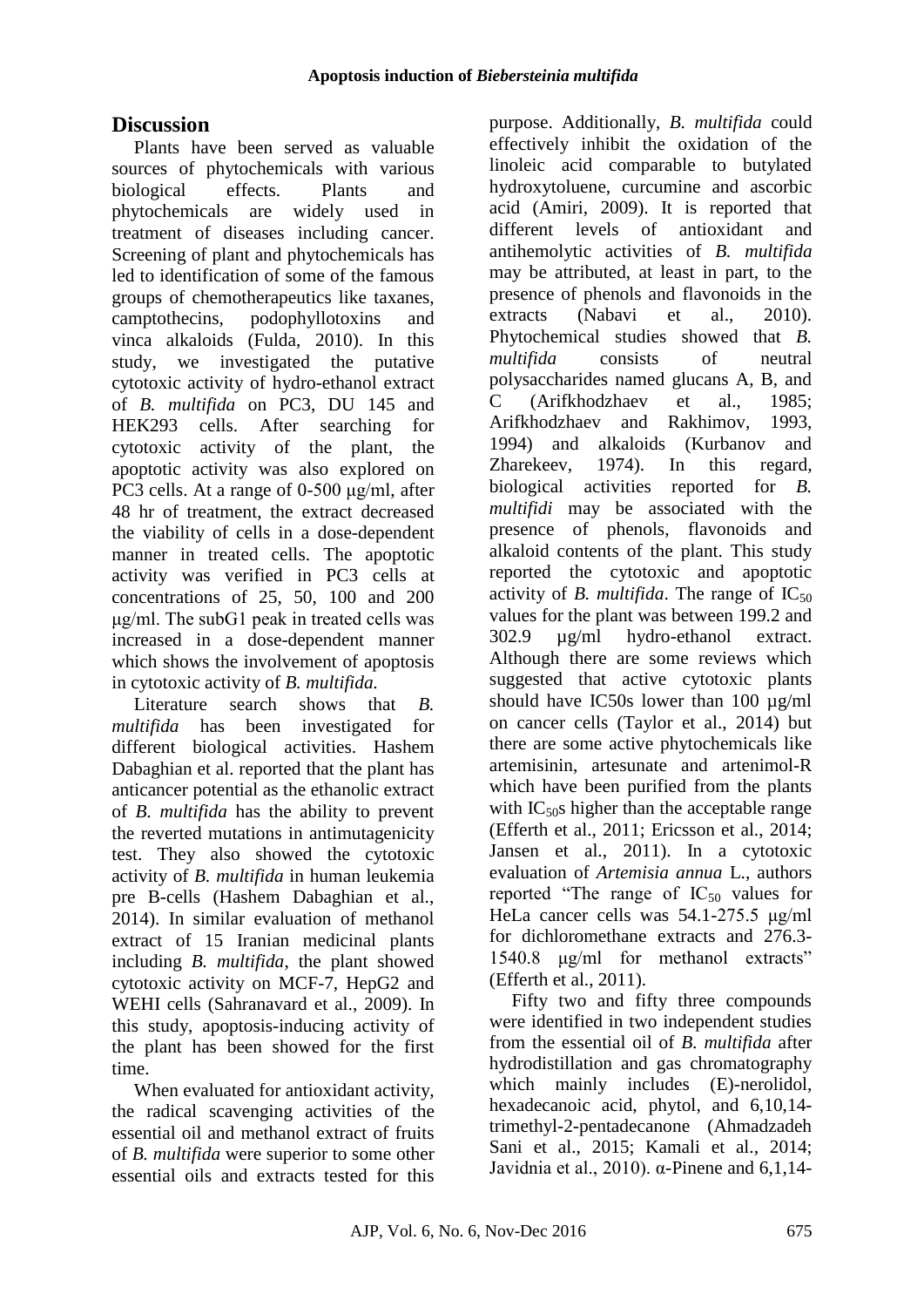## Discussion

Plants have been served as valuable sources of phytochemicals with various biological effects. Plants and phytochemicals are widely used in treatment of diseases including cancer. Screening of plant and phytochemicals has led to identification of some of the famous groups of chemotherapeutics like taxanes, camptothecins, podophyllotoxins and vinca alkaloids (Fulda, 2010). In this study, we investigated the putative cytotoxic activity of hydro-ethanol extract of *B. multifida* on PC3, DU 145 and HEK293 cells. After searching for cytotoxic activity of the plant, the apoptotic activity was also explored on PC3 cells. At a range of 0-500 µg/ml, after 48 hr of treatment, the extract decreased the viability of cells in a dose-dependent manner in treated cells. The apoptotic activity was verified in PC3 cells at concentrations of 25, 50, 100 and 200 µg/ml. The subG1 peak in treated cells was increased in a dose-dependent manner which shows the involvement of apoptosis in cytotoxic activity of *B. multifida.*

Literature search shows that *B. multifida* has been investigated for different biological activities. Hashem Dabaghian et al. reported that the plant has anticancer potential as the ethanolic extract of *B. multifida* has the ability to prevent the reverted mutations in antimutagenicity test. They also showed the cytotoxic activity of *B. multifida* in human leukemia pre B-cells (Hashem Dabaghian et al., 2014). In similar evaluation of methanol extract of 15 Iranian medicinal plants including *B. multifida*, the plant showed cytotoxic activity on MCF-7, HepG2 and WEHI cells (Sahranavard et al., 2009). In this study, apoptosis-inducing activity of the plant has been showed for the first time.

When evaluated for antioxidant activity, the radical scavenging activities of the essential oil and methanol extract of fruits of *B. multifida* were superior to some other essential oils and extracts tested for this purpose. Additionally, *B. multifida* could effectively inhibit the oxidation of the linoleic acid comparable to butylated hydroxytoluene, curcumine and ascorbic acid (Amiri, 2009). It is reported that different levels of antioxidant and antihemolytic activities of *B. multifida* may be attributed, at least in part, to the presence of phenols and flavonoids in the extracts (Nabavi et al., 2010). Phytochemical studies showed that *B. multifida* consists of neutral polysaccharides named glucans A, B, and C (Arifkhodzhaev et al., 1985; Arifkhodzhaev and Rakhimov, 1993, 1994) and alkaloids (Kurbanov and Zharekeev, 1974). In this regard, biological activities reported for *B. multifidi* may be associated with the presence of phenols, flavonoids and alkaloid contents of the plant. This study reported the cytotoxic and apoptotic activity of *B. multifida*. The range of $IC_{50}$ values for the plant was between 199.2 and 302.9 µg/ml hydro-ethanol extract. Although there are some reviews which suggested that active cytotoxic plants should have IC50s lower than 100 µg/ml on cancer cells (Taylor et al., 2014) but there are some active phytochemicals like artemisinin, artesunate and artenimol-R which have been purified from the plants with $IC_{50}$s higher than the acceptable range (Efferth et al., 2011; Ericsson et al., 2014; Jansen et al., 2011). In a cytotoxic evaluation of *Artemisia annua* L., authors reported "The range of $IC_{50}$ values for HeLa cancer cells was 54.1-275.5 µg/ml for dichloromethane extracts and 276.3-1540.8 µg/ml for methanol extracts" (Efferth et al., 2011).

Fifty two and fifty three compounds were identified in two independent studies from the essential oil of *B. multifida* after hydrodistillation and gas chromatography which mainly includes (E)-nerolidol, hexadecanoic acid, phytol, and 6,10,14-trimethyl-2-pentadecanone (Ahmadzadeh Sani et al., 2015; Kamali et al., 2014; Javidnia et al., 2010). α-Pinene and 6,1,14-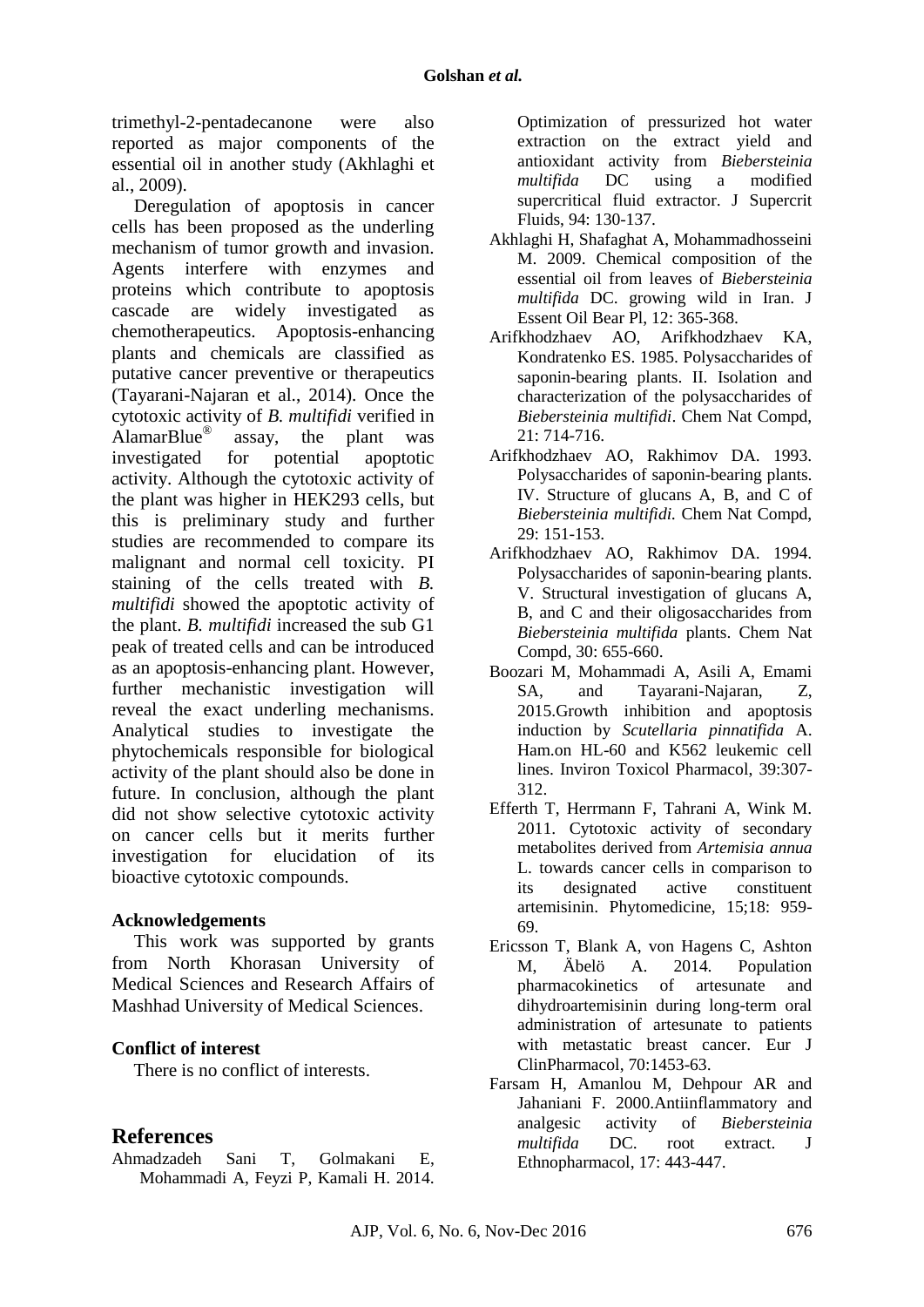trimethyl-2-pentadecanone were also reported as major components of the essential oil in another study (Akhlaghi et al., 2009).

Deregulation of apoptosis in cancer cells has been proposed as the underling mechanism of tumor growth and invasion. Agents interfere with enzymes and proteins which contribute to apoptosis cascade are widely investigated as chemotherapeutics. Apoptosis-enhancing plants and chemicals are classified as putative cancer preventive or therapeutics (Tayarani-Najaran et al., 2014). Once the cytotoxic activity of *B. multifidi* verified in AlamarBlue® assay, the plant was investigated for potential apoptotic activity. Although the cytotoxic activity of the plant was higher in HEK293 cells, but this is preliminary study and further studies are recommended to compare its malignant and normal cell toxicity. PI staining of the cells treated with *B. multifidi* showed the apoptotic activity of the plant. *B. multifidi* increased the sub G1 peak of treated cells and can be introduced as an apoptosis-enhancing plant. However, further mechanistic investigation will reveal the exact underling mechanisms. Analytical studies to investigate the phytochemicals responsible for biological activity of the plant should also be done in future. In conclusion, although the plant did not show selective cytotoxic activity on cancer cells but it merits further investigation for elucidation of its bioactive cytotoxic compounds.

## Acknowledgements

This work was supported by grants from North Khorasan University of Medical Sciences and Research Affairs of Mashhad University of Medical Sciences.

## Conflict of interest

There is no conflict of interests.

# References

Ahmadzadeh Sani T, Golmakani E, Mohammadi A, Feyzi P, Kamali H. 2014. Optimization of pressurized hot water extraction on the extract yield and antioxidant activity from *Biebersteinia multifida* DC using a modified supercritical fluid extractor. J Supercrit Fluids, 94: 130-137.

Akhlaghi H, Shafaghat A, Mohammadhosseini M. 2009. Chemical composition of the essential oil from leaves of *Biebersteinia multifida* DC. growing wild in Iran. J Essent Oil Bear Pl, 12: 365-368.

Arifkhodzhaev AO, Arifkhodzhaev KA, Kondratenko ES. 1985. Polysaccharides of saponin-bearing plants. II. Isolation and characterization of the polysaccharides of *Biebersteinia multifidi*. Chem Nat Compd, 21: 714-716.

Arifkhodzhaev AO, Rakhimov DA. 1993. Polysaccharides of saponin-bearing plants. IV. Structure of glucans A, B, and C of *Biebersteinia multifidi.* Chem Nat Compd, 29: 151-153.

Arifkhodzhaev AO, Rakhimov DA. 1994. Polysaccharides of saponin-bearing plants. V. Structural investigation of glucans A, B, and C and their oligosaccharides from *Biebersteinia multifida* plants. Chem Nat Compd, 30: 655-660.

Boozari M, Mohammadi A, Asili A, Emami SA, and Tayarani-Najaran, Z, 2015.Growth inhibition and apoptosis induction by *Scutellaria pinnatifida* A. Ham.on HL-60 and K562 leukemic cell lines. Inviron Toxicol Pharmacol, 39:307-312.

Efferth T, Herrmann F, Tahrani A, Wink M. 2011. Cytotoxic activity of secondary metabolites derived from *Artemisia annua* L. towards cancer cells in comparison to its designated active constituent artemisinin. Phytomedicine, 15;18: 959-69.

Ericsson T, Blank A, von Hagens C, Ashton M, Äbelö A. 2014. Population pharmacokinetics of artesunate and dihydroartemisinin during long-term oral administration of artesunate to patients with metastatic breast cancer. Eur J ClinPharmacol, 70:1453-63.

Farsam H, Amanlou M, Dehpour AR and Jahaniani F. 2000.Antiinflammatory and analgesic activity of *Biebersteinia multifida* DC. root extract. J Ethnopharmacol, 17: 443-447.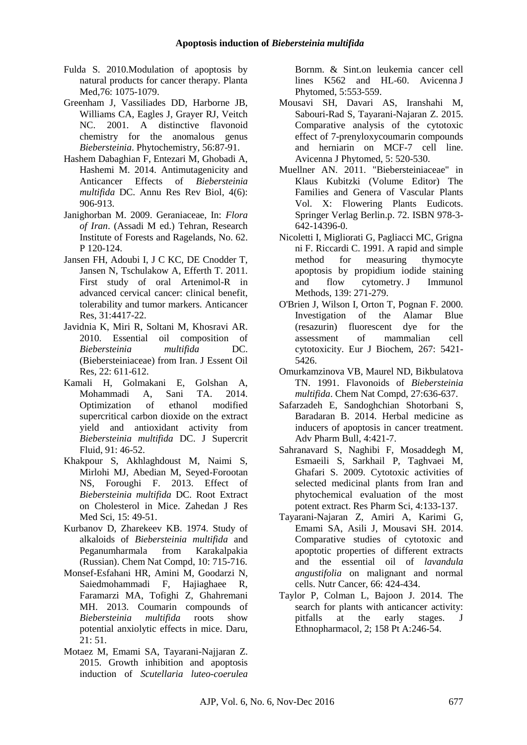Fulda S. 2010.Modulation of apoptosis by natural products for cancer therapy. Planta Med,76: 1075-1079.

Greenham J, Vassiliades DD, Harborne JB, Williams CA, Eagles J, Grayer RJ, Veitch NC. 2001. A distinctive flavonoid chemistry for the anomalous genus *Biebersteinia*. Phytochemistry, 56:87-91.

Hashem Dabaghian F, Entezari M, Ghobadi A, Hashemi M. 2014. Antimutagenicity and Anticancer Effects of *Biebersteinia multifida* DC. Annu Res Rev Biol, 4(6): 906-913.

Janighorban M. 2009. Geraniaceae, In: *Flora of Iran*. (Assadi M ed.) Tehran, Research Institute of Forests and Ragelands, No. 62. P 120-124.

Jansen FH, Adoubi I, J C KC, DE Cnodder T, Jansen N, Tschulakow A, Efferth T. 2011. First study of oral Artenimol-R in advanced cervical cancer: clinical benefit, tolerability and tumor markers. Anticancer Res, 31:4417-22.

Javidnia K, Miri R, Soltani M, Khosravi AR. 2010. Essential oil composition of *Biebersteinia multifida* DC. (Biebersteiniaceae) from Iran. J Essent Oil Res, 22: 611-612.

Kamali H, Golmakani E, Golshan A, Mohammadi A, Sani TA. 2014. Optimization of ethanol modified supercritical carbon dioxide on the extract yield and antioxidant activity from *Biebersteinia multifida* DC. J Supercrit Fluid, 91: 46-52.

Khakpour S, Akhlaghdoust M, Naimi S, Mirlohi MJ, Abedian M, Seyed-Forootan NS, Foroughi F. 2013. Effect of *Biebersteinia multifida* DC. Root Extract on Cholesterol in Mice. Zahedan J Res Med Sci, 15: 49-51.

Kurbanov D, Zharekeev KB. 1974. Study of alkaloids of *Biebersteinia multifida* and Peganumharmala from Karakalpakia (Russian). Chem Nat Compd, 10: 715-716.

Monsef-Esfahani HR, Amini M, Goodarzi N, Saiedmohammadi F, Hajiaghaee R, Faramarzi MA, Tofighi Z, Ghahremani MH. 2013. Coumarin compounds of *Biebersteinia multifida* roots show potential anxiolytic effects in mice. Daru, 21: 51.

Motaez M, Emami SA, Tayarani-Najjaran Z. 2015. Growth inhibition and apoptosis induction of *Scutellaria luteo-coerulea* Bornm. & Sint.on leukemia cancer cell lines K562 and HL-60. Avicenna J Phytomed, 5:553-559.

Mousavi SH, Davari AS, Iranshahi M, Sabouri-Rad S, Tayarani-Najaran Z. 2015. Comparative analysis of the cytotoxic effect of 7-prenyloxycoumarin compounds and herniarin on MCF-7 cell line. Avicenna J Phytomed, 5: 520-530.

Muellner AN. 2011. "Biebersteiniaceae" in Klaus Kubitzki (Volume Editor) The Families and Genera of Vascular Plants Vol. X: Flowering Plants Eudicots. Springer Verlag Berlin.p. 72. ISBN 978-3-642-14396-0.

Nicoletti I, Migliorati G, Pagliacci MC, Grigna ni F. Riccardi C. 1991. A rapid and simple method for measuring thymocyte apoptosis by propidium iodide staining and flow cytometry. J Immunol Methods, 139: 271-279.

O'Brien J, Wilson I, Orton T, Pognan F. 2000. Investigation of the Alamar Blue (resazurin) fluorescent dye for the assessment of mammalian cell cytotoxicity. Eur J Biochem, 267: 5421-5426.

Omurkamzinova VB, Maurel ND, Bikbulatova TN. 1991. Flavonoids of *Biebersteinia multifida*. Chem Nat Compd, 27:636-637.

Safarzadeh E, Sandoghchian Shotorbani S, Baradaran B. 2014. Herbal medicine as inducers of apoptosis in cancer treatment. Adv Pharm Bull, 4:421-7.

Sahranavard S, Naghibi F, Mosaddegh M, Esmaeili S, Sarkhail P, Taghvaei M, Ghafari S. 2009. Cytotoxic activities of selected medicinal plants from Iran and phytochemical evaluation of the most potent extract. Res Pharm Sci, 4:133-137.

Tayarani-Najaran Z, Amiri A, Karimi G, Emami SA, Asili J, Mousavi SH. 2014. Comparative studies of cytotoxic and apoptotic properties of different extracts and the essential oil of *lavandula angustifolia* on malignant and normal cells. Nutr Cancer, 66: 424-434.

Taylor P, Colman L, Bajoon J. 2014. The search for plants with anticancer activity: pitfalls at the early stages. J Ethnopharmacol, 2; 158 Pt A:246-54.